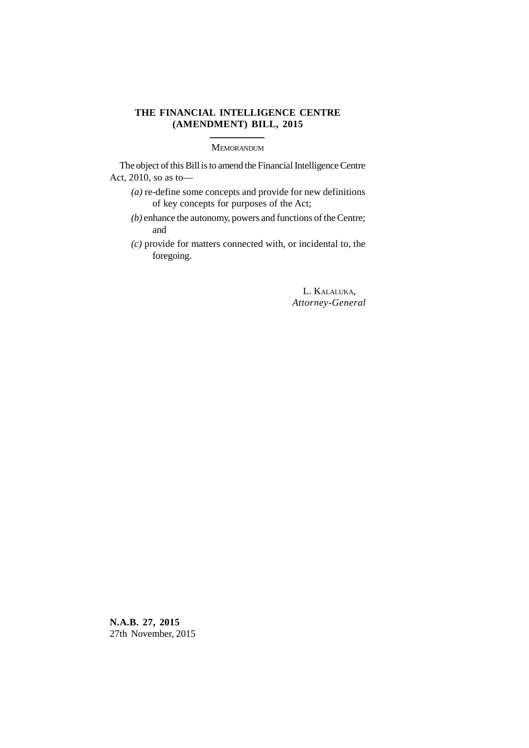# THE FINANCIAL INTELLIGENCE CENTRE (AMENDMENT) BILL, 2015

## MEMORANDUM

The object of this Bill is to amend the Financial Intelligence Centre Act, 2010, so as to—

*(a)* re-define some concepts and provide for new definitions of key concepts for purposes of the Act;

*(b)* enhance the autonomy, powers and functions of the Centre; and

*(c)* provide for matters connected with, or incidental to, the foregoing.

L. KALALUKA,
*Attorney-General*

**N.A.B. 27, 2015**
27th November, 2015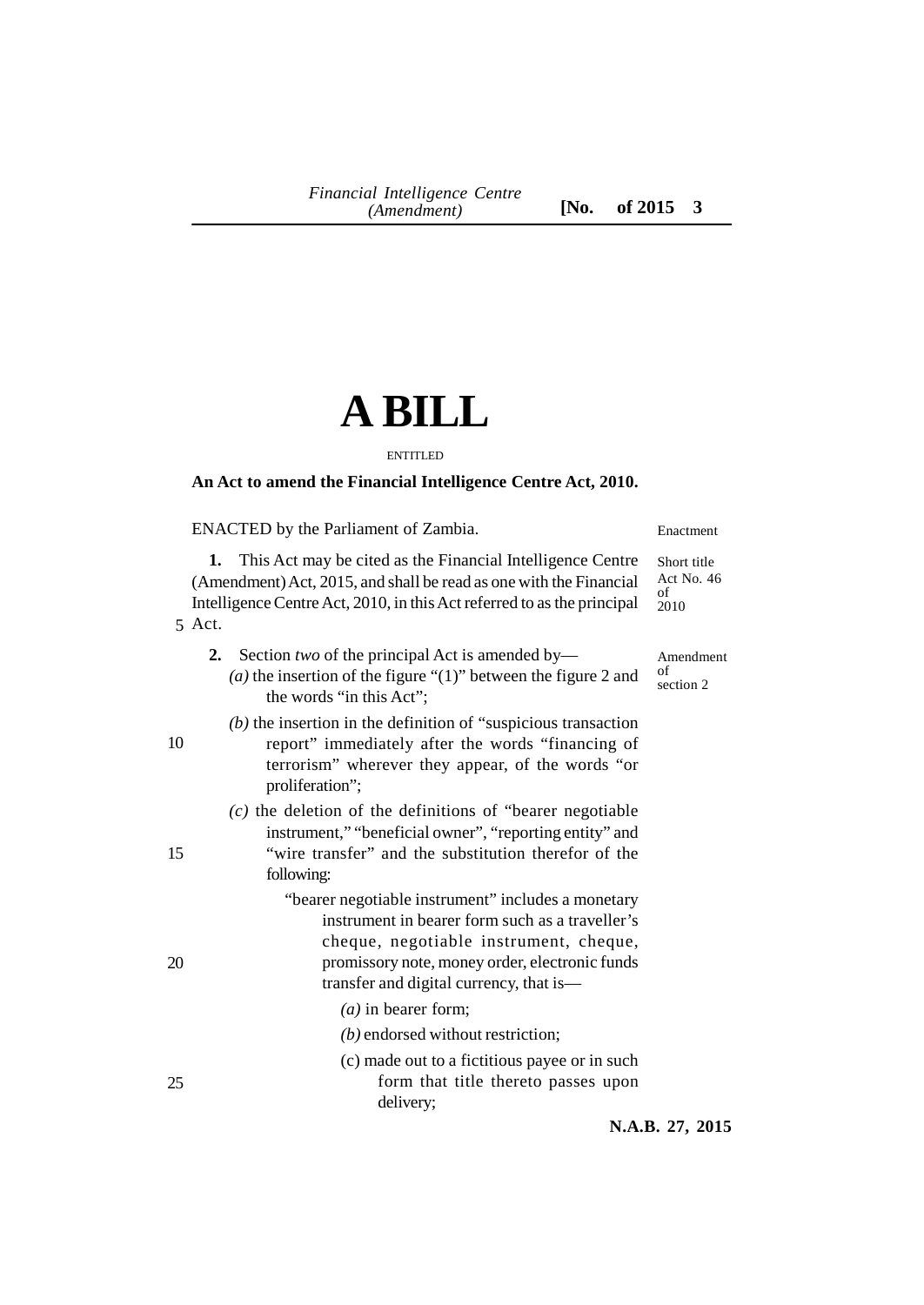# A BILL

ENTITLED

**An Act to amend the Financial Intelligence Centre Act, 2010.**

ENACTED by the Parliament of Zambia.

Enactment

Short title Act No. 46 of 2010

**1.** This Act may be cited as the Financial Intelligence Centre (Amendment) Act, 2015, and shall be read as one with the Financial Intelligence Centre Act, 2010, in this Act referred to as the principal Act.

Amendment of section 2

**2.** Section *two* of the principal Act is amended by—

*(a)* the insertion of the figure "(1)" between the figure 2 and the words "in this Act";

*(b)* the insertion in the definition of "suspicious transaction report" immediately after the words "financing of terrorism" wherever they appear, of the words "or proliferation";

*(c)* the deletion of the definitions of "bearer negotiable instrument," "beneficial owner", "reporting entity" and "wire transfer" and the substitution therefor of the following:

"bearer negotiable instrument" includes a monetary instrument in bearer form such as a traveller's cheque, negotiable instrument, cheque, promissory note, money order, electronic funds transfer and digital currency, that is—

*(a)* in bearer form;

*(b)* endorsed without restriction;

(c) made out to a fictitious payee or in such form that title thereto passes upon delivery;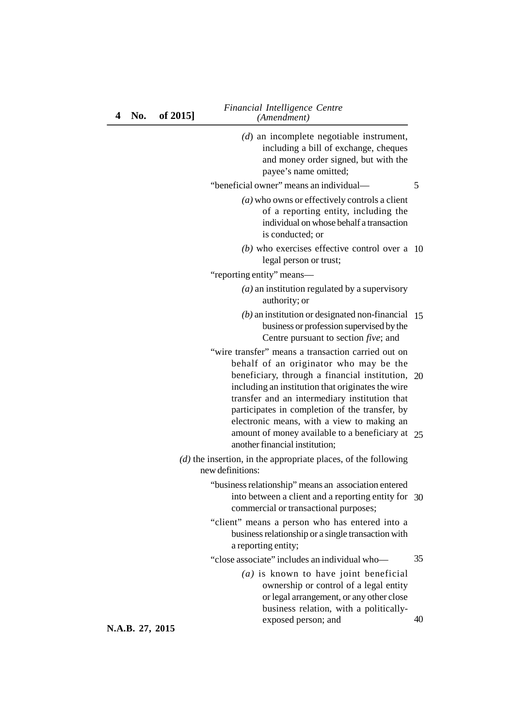(*d*) an incomplete negotiable instrument, including a bill of exchange, cheques and money order signed, but with the payee's name omitted;

"beneficial owner" means an individual—

(*a*) who owns or effectively controls a client of a reporting entity, including the individual on whose behalf a transaction is conducted; or

(*b*) who exercises effective control over a legal person or trust;

"reporting entity" means—

(*a*) an institution regulated by a supervisory authority; or

(*b*) an institution or designated non-financial business or profession supervised by the Centre pursuant to section *five*; and

"wire transfer" means a transaction carried out on behalf of an originator who may be the beneficiary, through a financial institution, including an institution that originates the wire transfer and an intermediary institution that participates in completion of the transfer, by electronic means, with a view to making an amount of money available to a beneficiary at another financial institution;

(*d*) the insertion, in the appropriate places, of the following new definitions:

"business relationship" means an association entered into between a client and a reporting entity for commercial or transactional purposes;

"client" means a person who has entered into a business relationship or a single transaction with a reporting entity;

"close associate" includes an individual who—

(*a*) is known to have joint beneficial ownership or control of a legal entity or legal arrangement, or any other close business relation, with a politically-exposed person; and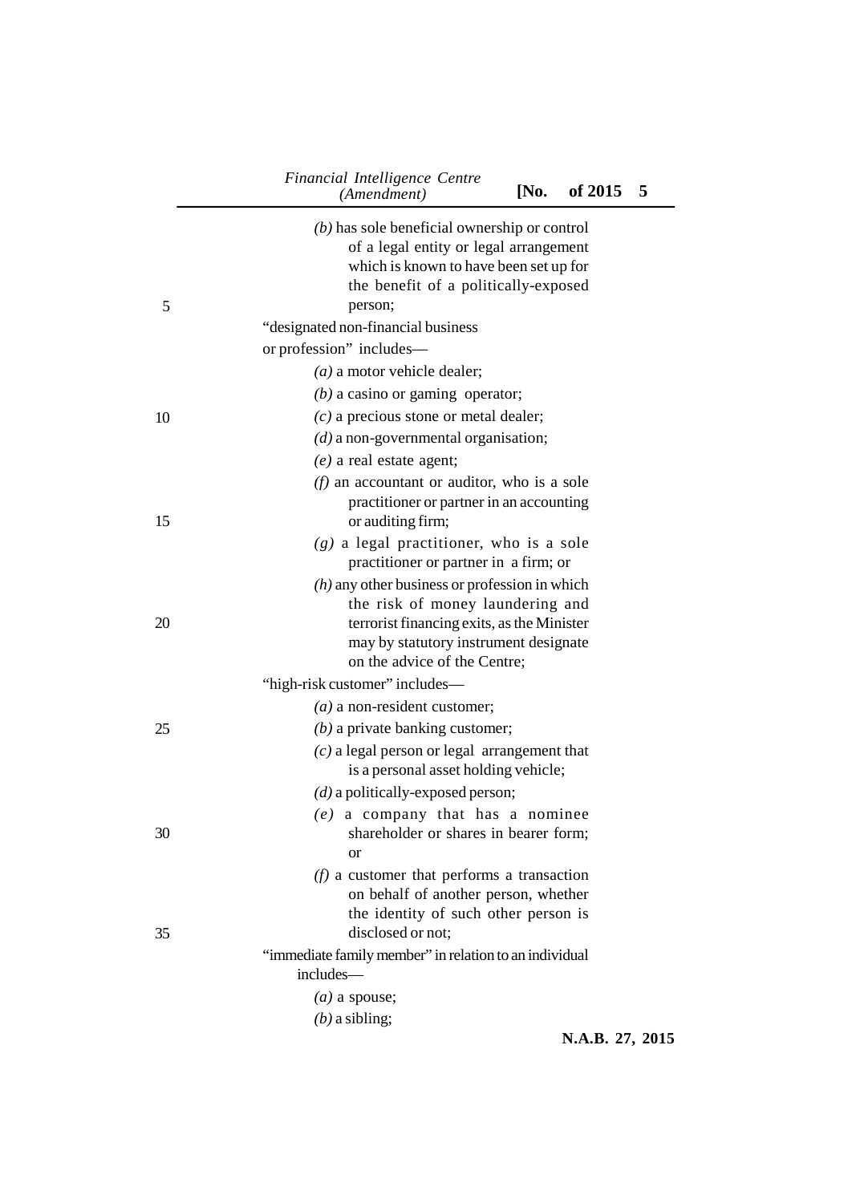(b) has sole beneficial ownership or control of a legal entity or legal arrangement which is known to have been set up for the benefit of a politically-exposed person;

"designated non-financial business or profession" includes—

(a) a motor vehicle dealer;

(b) a casino or gaming operator;

(c) a precious stone or metal dealer;

(d) a non-governmental organisation;

(e) a real estate agent;

(f) an accountant or auditor, who is a sole practitioner or partner in an accounting or auditing firm;

(g) a legal practitioner, who is a sole practitioner or partner in a firm; or

(h) any other business or profession in which the risk of money laundering and terrorist financing exits, as the Minister may by statutory instrument designate on the advice of the Centre;

"high-risk customer" includes—

(a) a non-resident customer;

(b) a private banking customer;

(c) a legal person or legal arrangement that is a personal asset holding vehicle;

(d) a politically-exposed person;

(e) a company that has a nominee shareholder or shares in bearer form; or

(f) a customer that performs a transaction on behalf of another person, whether the identity of such other person is disclosed or not;

"immediate family member" in relation to an individual includes—

(a) a spouse;

(b) a sibling;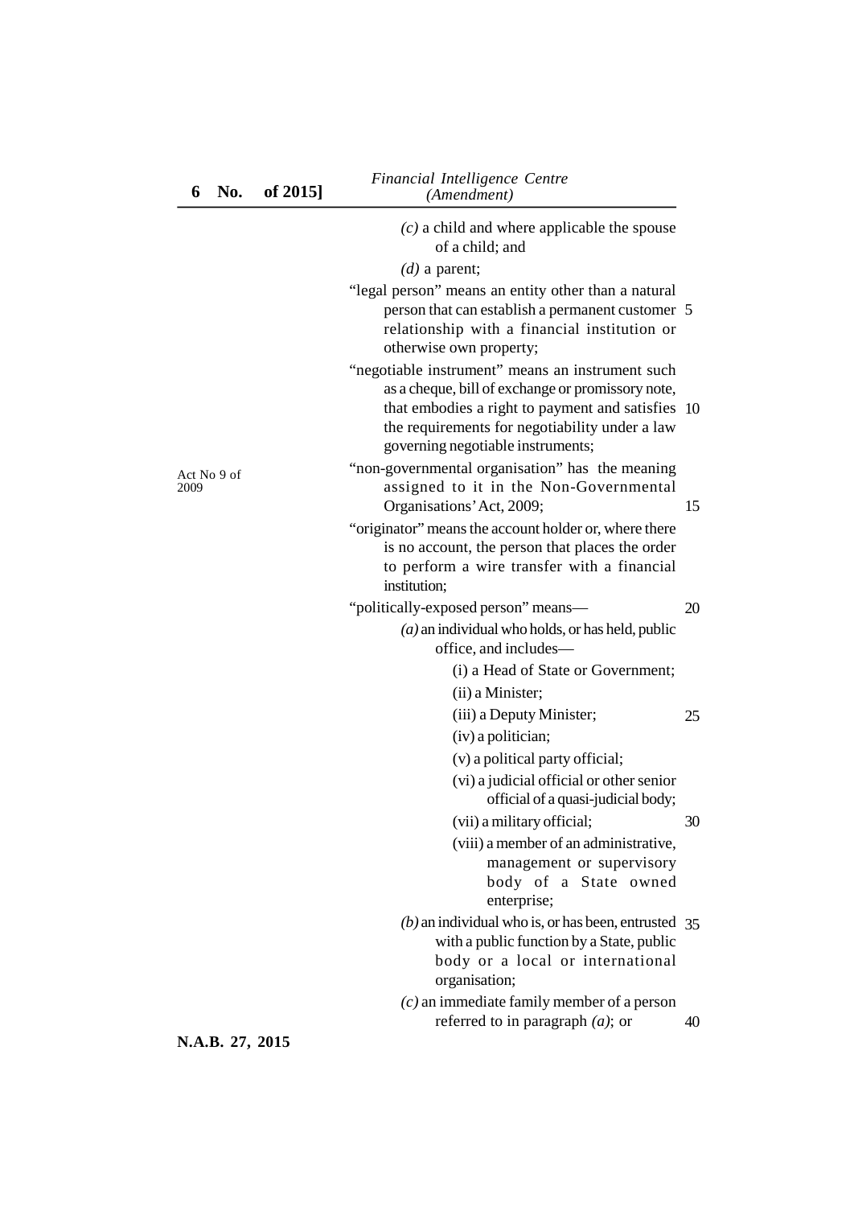(c) a child and where applicable the spouse of a child; and

(d) a parent;

"legal person" means an entity other than a natural person that can establish a permanent customer relationship with a financial institution or otherwise own property;

"negotiable instrument" means an instrument such as a cheque, bill of exchange or promissory note, that embodies a right to payment and satisfies the requirements for negotiability under a law governing negotiable instruments;

Act No 9 of 2009

"non-governmental organisation" has the meaning assigned to it in the Non-Governmental Organisations' Act, 2009;

"originator" means the account holder or, where there is no account, the person that places the order to perform a wire transfer with a financial institution;

"politically-exposed person" means—

(a) an individual who holds, or has held, public office, and includes—

(i) a Head of State or Government;

(ii) a Minister;

(iii) a Deputy Minister;

(iv) a politician;

(v) a political party official;

(vi) a judicial official or other senior official of a quasi-judicial body;

(vii) a military official;

(viii) a member of an administrative, management or supervisory body of a State owned enterprise;

(b) an individual who is, or has been, entrusted with a public function by a State, public body or a local or international organisation;

(c) an immediate family member of a person referred to in paragraph (a); or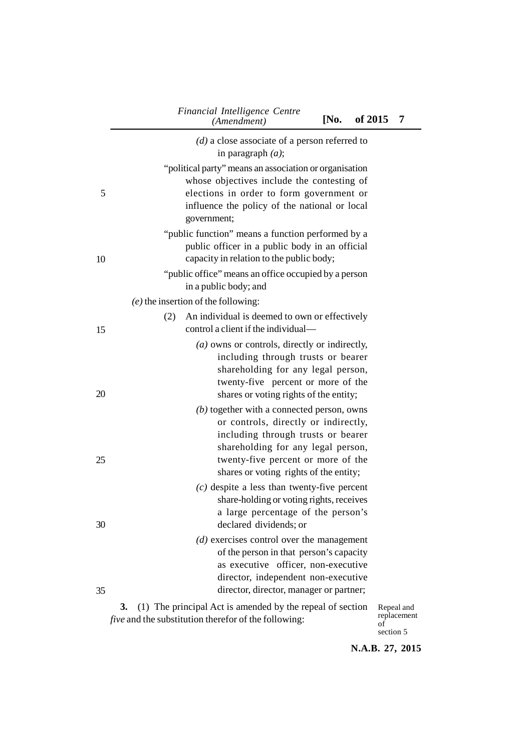*(d)* a close associate of a person referred to in paragraph *(a)*;

"political party" means an association or organisation whose objectives include the contesting of elections in order to form government or influence the policy of the national or local government;

"public function" means a function performed by a public officer in a public body in an official capacity in relation to the public body;

"public office" means an office occupied by a person in a public body; and

*(e)* the insertion of the following:

(2) An individual is deemed to own or effectively control a client if the individual—

*(a)* owns or controls, directly or indirectly, including through trusts or bearer shareholding for any legal person, twenty-five percent or more of the shares or voting rights of the entity;

*(b)* together with a connected person, owns or controls, directly or indirectly, including through trusts or bearer shareholding for any legal person, twenty-five percent or more of the shares or voting rights of the entity;

*(c)* despite a less than twenty-five percent share-holding or voting rights, receives a large percentage of the person's declared dividends; or

*(d)* exercises control over the management of the person in that person's capacity as executive officer, non-executive director, independent non-executive director, director, manager or partner;

Repeal and replacement of section 5

**3.** (1) The principal Act is amended by the repeal of section *five* and the substitution therefor of the following: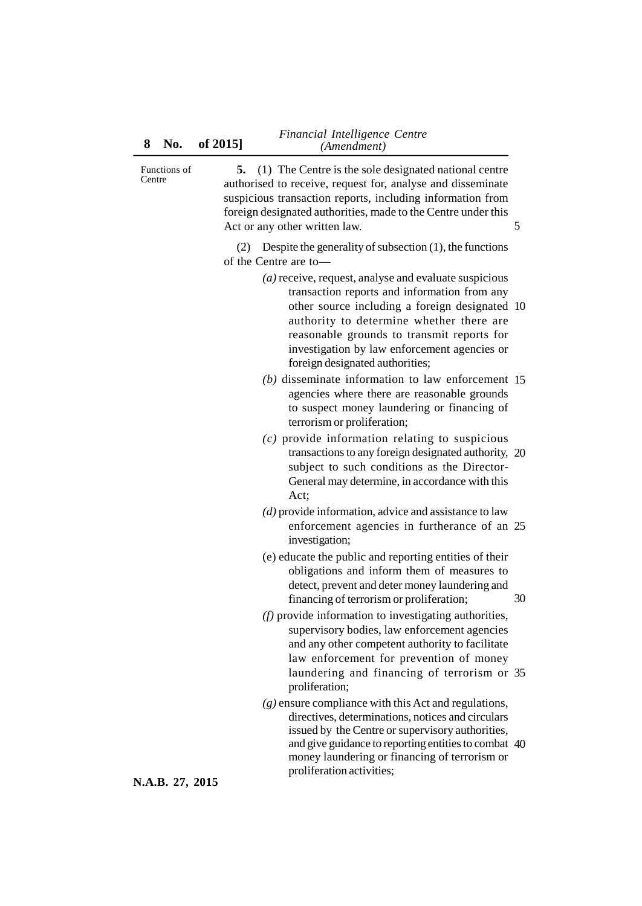Functions of Centre

**5.** (1) The Centre is the sole designated national centre authorised to receive, request for, analyse and disseminate suspicious transaction reports, including information from foreign designated authorities, made to the Centre under this Act or any other written law.

(2) Despite the generality of subsection (1), the functions of the Centre are to—

*(a)* receive, request, analyse and evaluate suspicious transaction reports and information from any other source including a foreign designated authority to determine whether there are reasonable grounds to transmit reports for investigation by law enforcement agencies or foreign designated authorities;

*(b)* disseminate information to law enforcement agencies where there are reasonable grounds to suspect money laundering or financing of terrorism or proliferation;

*(c)* provide information relating to suspicious transactions to any foreign designated authority, subject to such conditions as the Director-General may determine, in accordance with this Act;

*(d)* provide information, advice and assistance to law enforcement agencies in furtherance of an investigation;

(e) educate the public and reporting entities of their obligations and inform them of measures to detect, prevent and deter money laundering and financing of terrorism or proliferation;

*(f)* provide information to investigating authorities, supervisory bodies, law enforcement agencies and any other competent authority to facilitate law enforcement for prevention of money laundering and financing of terrorism or proliferation;

*(g)* ensure compliance with this Act and regulations, directives, determinations, notices and circulars issued by the Centre or supervisory authorities, and give guidance to reporting entities to combat money laundering or financing of terrorism or proliferation activities;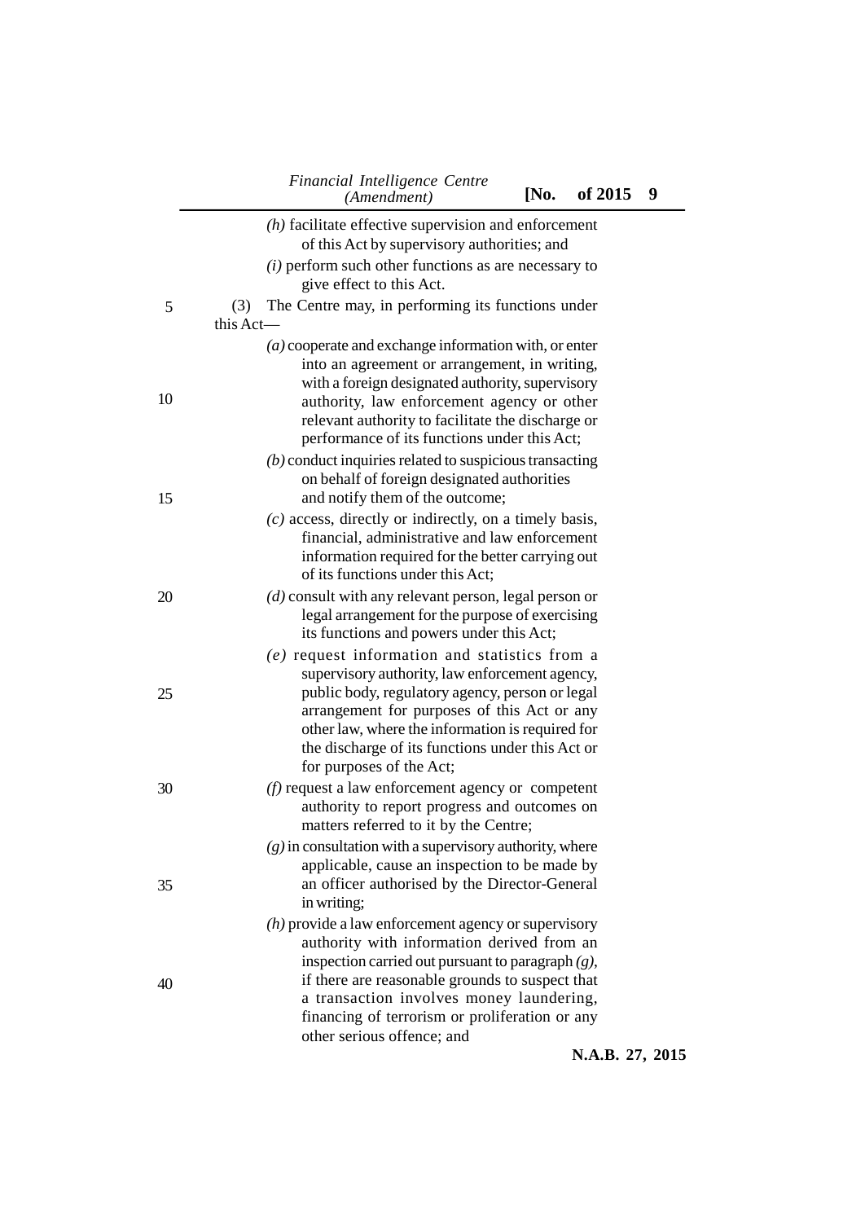*(h)* facilitate effective supervision and enforcement of this Act by supervisory authorities; and

*(i)* perform such other functions as are necessary to give effect to this Act.

(3) The Centre may, in performing its functions under this Act—

*(a)* cooperate and exchange information with, or enter into an agreement or arrangement, in writing, with a foreign designated authority, supervisory authority, law enforcement agency or other relevant authority to facilitate the discharge or performance of its functions under this Act;

*(b)* conduct inquiries related to suspicious transacting on behalf of foreign designated authorities and notify them of the outcome;

*(c)* access, directly or indirectly, on a timely basis, financial, administrative and law enforcement information required for the better carrying out of its functions under this Act;

*(d)* consult with any relevant person, legal person or legal arrangement for the purpose of exercising its functions and powers under this Act;

*(e)* request information and statistics from a supervisory authority, law enforcement agency, public body, regulatory agency, person or legal arrangement for purposes of this Act or any other law, where the information is required for the discharge of its functions under this Act or for purposes of the Act;

*(f)* request a law enforcement agency or competent authority to report progress and outcomes on matters referred to it by the Centre;

*(g)* in consultation with a supervisory authority, where applicable, cause an inspection to be made by an officer authorised by the Director-General in writing;

*(h)* provide a law enforcement agency or supervisory authority with information derived from an inspection carried out pursuant to paragraph *(g)*, if there are reasonable grounds to suspect that a transaction involves money laundering, financing of terrorism or proliferation or any other serious offence; and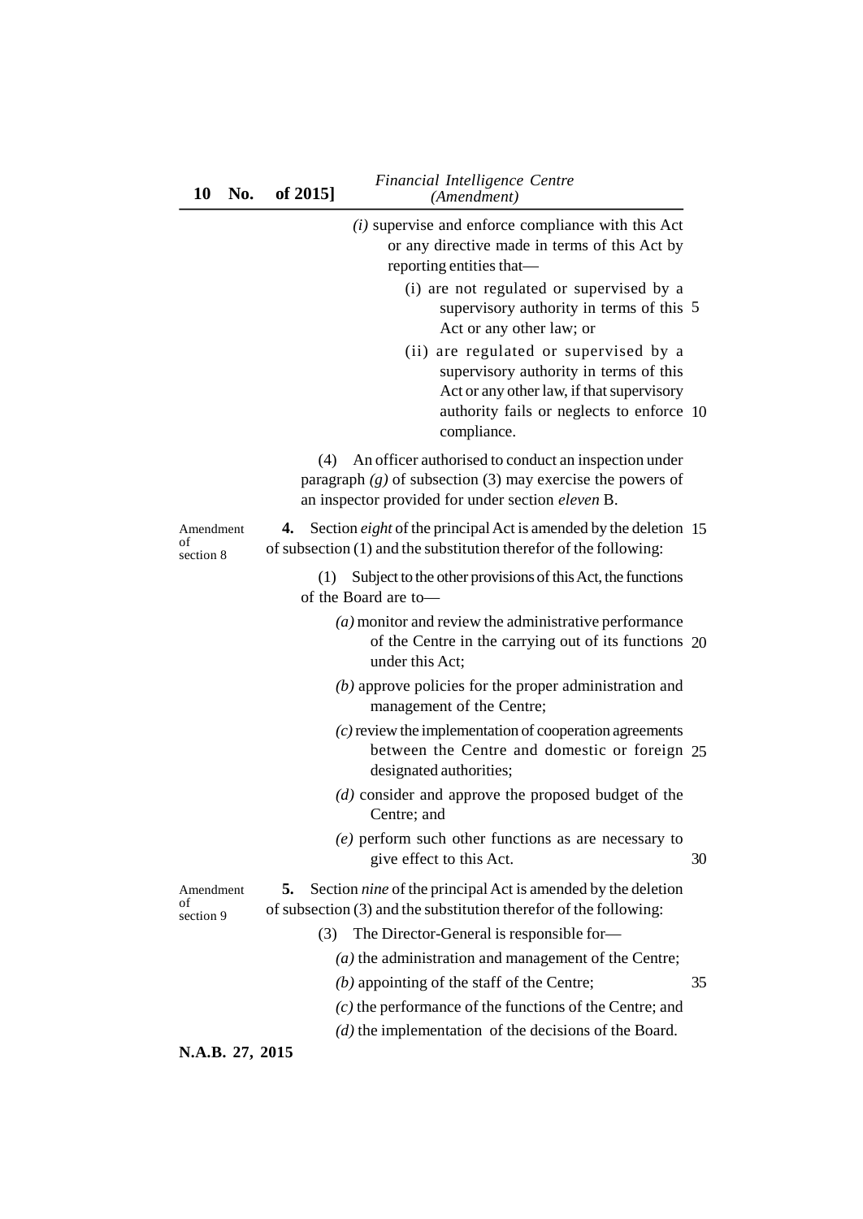*(i)* supervise and enforce compliance with this Act or any directive made in terms of this Act by reporting entities that—

(i) are not regulated or supervised by a supervisory authority in terms of this Act or any other law; or

(ii) are regulated or supervised by a supervisory authority in terms of this Act or any other law, if that supervisory authority fails or neglects to enforce compliance.

(4) An officer authorised to conduct an inspection under paragraph *(g)* of subsection (3) may exercise the powers of an inspector provided for under section *eleven* B.

Amendment of section 8

**4.** Section *eight* of the principal Act is amended by the deletion of subsection (1) and the substitution therefor of the following:

(1) Subject to the other provisions of this Act, the functions of the Board are to—

*(a)* monitor and review the administrative performance of the Centre in the carrying out of its functions under this Act;

*(b)* approve policies for the proper administration and management of the Centre;

*(c)* review the implementation of cooperation agreements between the Centre and domestic or foreign designated authorities;

*(d)* consider and approve the proposed budget of the Centre; and

*(e)* perform such other functions as are necessary to give effect to this Act.

Amendment of section 9

**5.** Section *nine* of the principal Act is amended by the deletion of subsection (3) and the substitution therefor of the following:

(3) The Director-General is responsible for—

*(a)* the administration and management of the Centre;

*(b)* appointing of the staff of the Centre;

*(c)* the performance of the functions of the Centre; and

*(d)* the implementation of the decisions of the Board.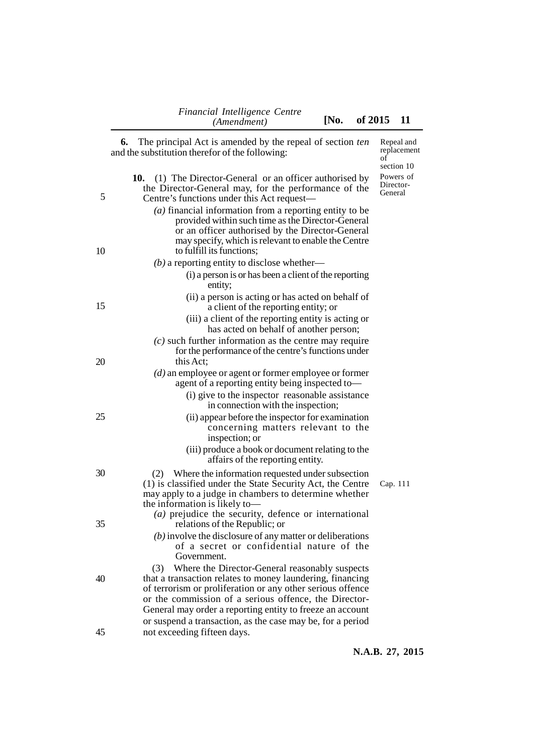**6.** The principal Act is amended by the repeal of section *ten* and the substitution therefor of the following:

Repeal and replacement of section 10

Powers of Director-General

**10.** (1) The Director-General or an officer authorised by the Director-General may, for the performance of the Centre's functions under this Act request—

*(a)* financial information from a reporting entity to be provided within such time as the Director-General or an officer authorised by the Director-General may specify, which is relevant to enable the Centre to fulfill its functions;

*(b)* a reporting entity to disclose whether—

(i) a person is or has been a client of the reporting entity;

(ii) a person is acting or has acted on behalf of a client of the reporting entity; or

(iii) a client of the reporting entity is acting or has acted on behalf of another person;

*(c)* such further information as the centre may require for the performance of the centre's functions under this Act;

*(d)* an employee or agent or former employee or former agent of a reporting entity being inspected to—

(i) give to the inspector reasonable assistance in connection with the inspection;

(ii) appear before the inspector for examination concerning matters relevant to the inspection; or

(iii) produce a book or document relating to the affairs of the reporting entity.

(2) Where the information requested under subsection (1) is classified under the State Security Act, the Centre may apply to a judge in chambers to determine whether the information is likely to—

Cap. 111

*(a)* prejudice the security, defence or international relations of the Republic; or

*(b)* involve the disclosure of any matter or deliberations of a secret or confidential nature of the Government.

(3) Where the Director-General reasonably suspects that a transaction relates to money laundering, financing of terrorism or proliferation or any other serious offence or the commission of a serious offence, the Director-General may order a reporting entity to freeze an account or suspend a transaction, as the case may be, for a period not exceeding fifteen days.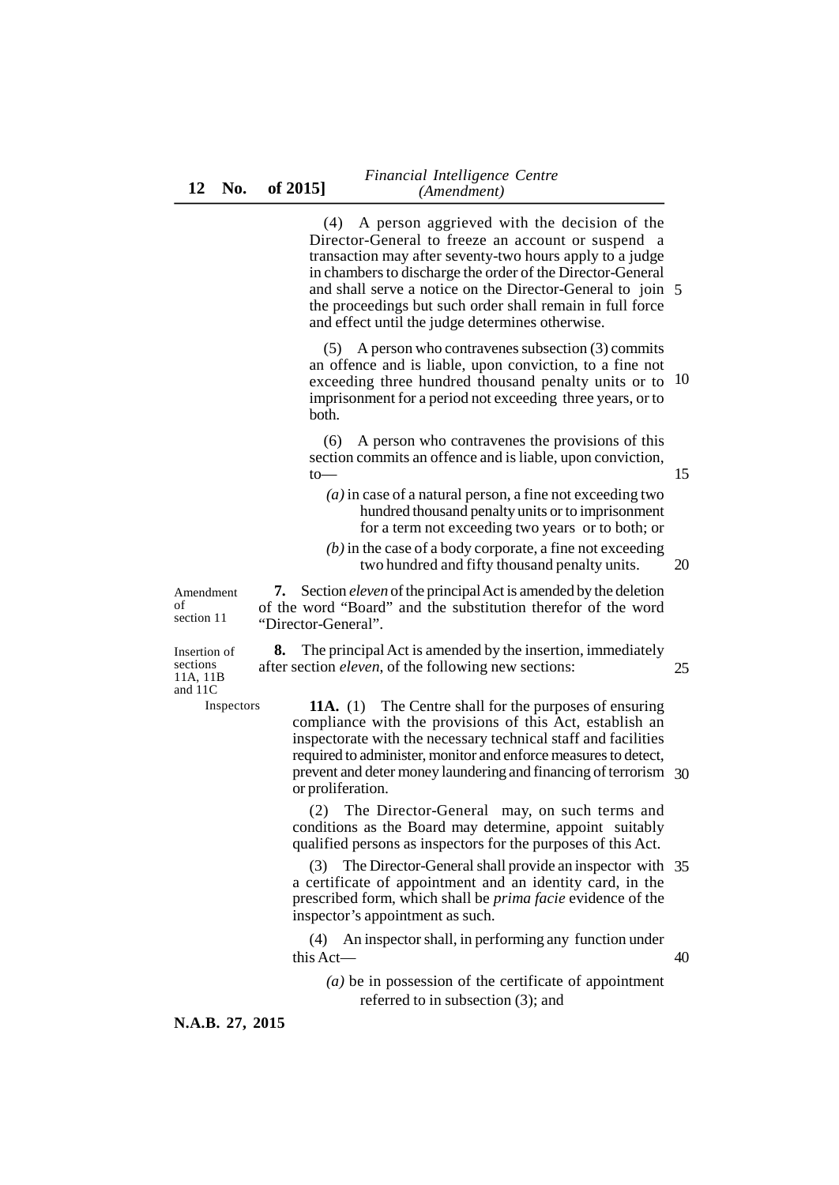(4) A person aggrieved with the decision of the Director-General to freeze an account or suspend a transaction may after seventy-two hours apply to a judge in chambers to discharge the order of the Director-General and shall serve a notice on the Director-General to join the proceedings but such order shall remain in full force and effect until the judge determines otherwise.

(5) A person who contravenes subsection (3) commits an offence and is liable, upon conviction, to a fine not exceeding three hundred thousand penalty units or to imprisonment for a period not exceeding three years, or to both.

(6) A person who contravenes the provisions of this section commits an offence and is liable, upon conviction, to—

*(a)* in case of a natural person, a fine not exceeding two hundred thousand penalty units or to imprisonment for a term not exceeding two years or to both; or

*(b)* in the case of a body corporate, a fine not exceeding two hundred and fifty thousand penalty units.

Amendment of section 11

**7.** Section *eleven* of the principal Act is amended by the deletion of the word "Board" and the substitution therefor of the word "Director-General".

Insertion of sections 11A, 11B and 11C

**8.** The principal Act is amended by the insertion, immediately after section *eleven*, of the following new sections:

Inspectors

**11A.** (1) The Centre shall for the purposes of ensuring compliance with the provisions of this Act, establish an inspectorate with the necessary technical staff and facilities required to administer, monitor and enforce measures to detect, prevent and deter money laundering and financing of terrorism or proliferation.

(2) The Director-General may, on such terms and conditions as the Board may determine, appoint suitably qualified persons as inspectors for the purposes of this Act.

(3) The Director-General shall provide an inspector with a certificate of appointment and an identity card, in the prescribed form, which shall be *prima facie* evidence of the inspector's appointment as such.

(4) An inspector shall, in performing any function under this Act—

*(a)* be in possession of the certificate of appointment referred to in subsection (3); and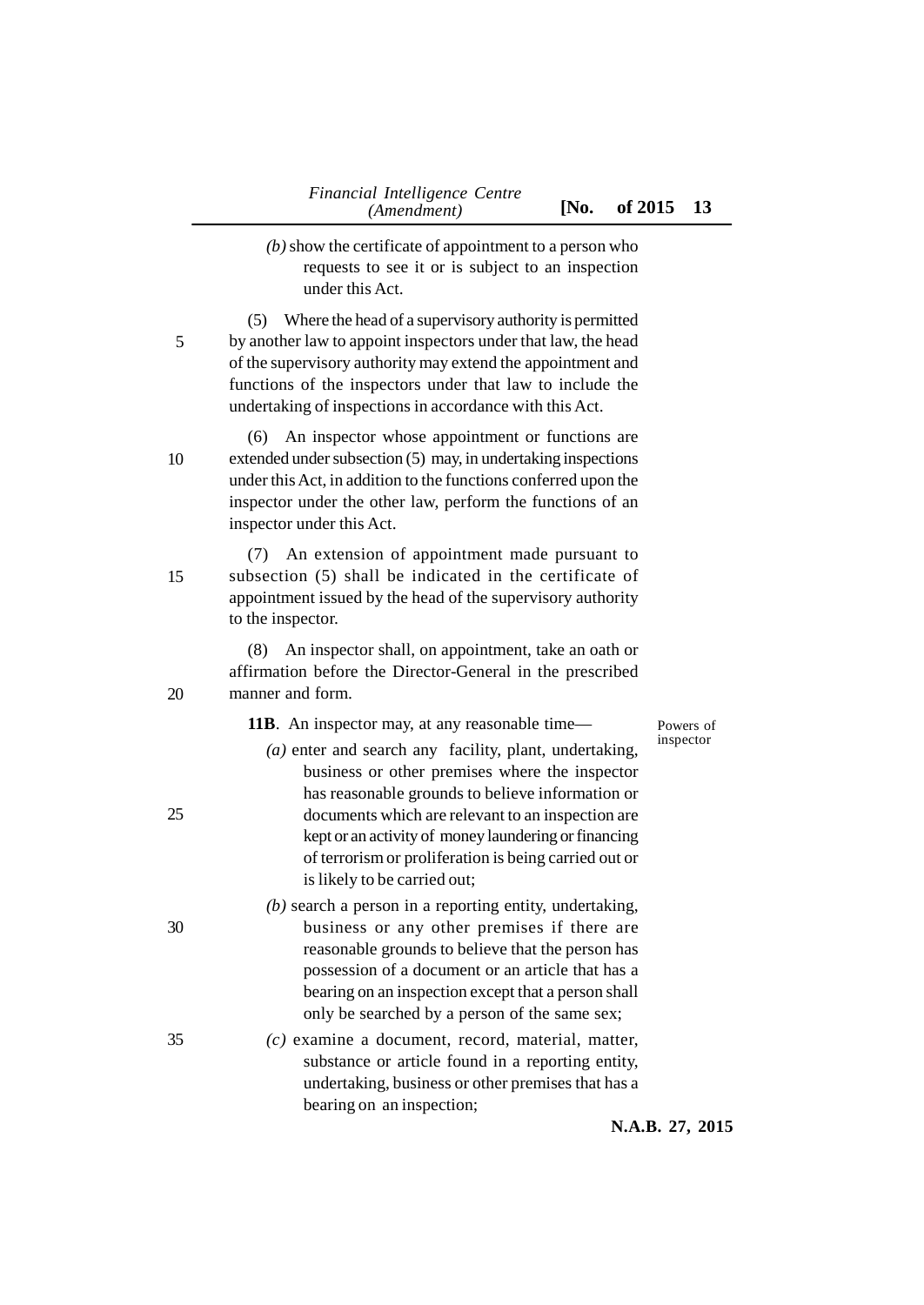*(b)* show the certificate of appointment to a person who requests to see it or is subject to an inspection under this Act.

(5) Where the head of a supervisory authority is permitted by another law to appoint inspectors under that law, the head of the supervisory authority may extend the appointment and functions of the inspectors under that law to include the undertaking of inspections in accordance with this Act.

(6) An inspector whose appointment or functions are extended under subsection (5) may, in undertaking inspections under this Act, in addition to the functions conferred upon the inspector under the other law, perform the functions of an inspector under this Act.

(7) An extension of appointment made pursuant to subsection (5) shall be indicated in the certificate of appointment issued by the head of the supervisory authority to the inspector.

(8) An inspector shall, on appointment, take an oath or affirmation before the Director-General in the prescribed manner and form.

Powers of inspector

**11B**. An inspector may, at any reasonable time—

*(a)* enter and search any facility, plant, undertaking, business or other premises where the inspector has reasonable grounds to believe information or documents which are relevant to an inspection are kept or an activity of money laundering or financing of terrorism or proliferation is being carried out or is likely to be carried out;

*(b)* search a person in a reporting entity, undertaking, business or any other premises if there are reasonable grounds to believe that the person has possession of a document or an article that has a bearing on an inspection except that a person shall only be searched by a person of the same sex;

*(c)* examine a document, record, material, matter, substance or article found in a reporting entity, undertaking, business or other premises that has a bearing on an inspection;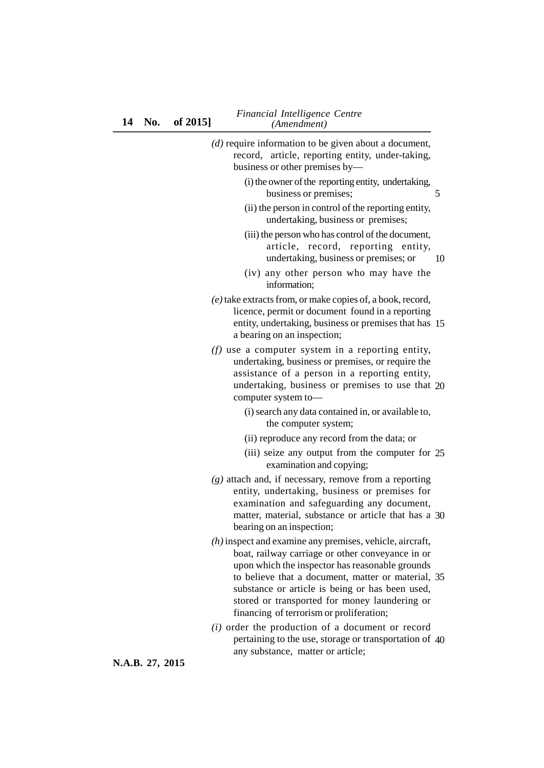*(d)* require information to be given about a document, record, article, reporting entity, under-taking, business or other premises by—

(i) the owner of the reporting entity, undertaking, business or premises;

(ii) the person in control of the reporting entity, undertaking, business or premises;

(iii) the person who has control of the document, article, record, reporting entity, undertaking, business or premises; or

(iv) any other person who may have the information;

*(e)* take extracts from, or make copies of, a book, record, licence, permit or document found in a reporting entity, undertaking, business or premises that has a bearing on an inspection;

*(f)* use a computer system in a reporting entity, undertaking, business or premises, or require the assistance of a person in a reporting entity, undertaking, business or premises to use that computer system to—

(i) search any data contained in, or available to, the computer system;

(ii) reproduce any record from the data; or

(iii) seize any output from the computer for examination and copying;

*(g)* attach and, if necessary, remove from a reporting entity, undertaking, business or premises for examination and safeguarding any document, matter, material, substance or article that has a bearing on an inspection;

*(h)* inspect and examine any premises, vehicle, aircraft, boat, railway carriage or other conveyance in or upon which the inspector has reasonable grounds to believe that a document, matter or material, substance or article is being or has been used, stored or transported for money laundering or financing of terrorism or proliferation;

*(i)* order the production of a document or record pertaining to the use, storage or transportation of any substance, matter or article;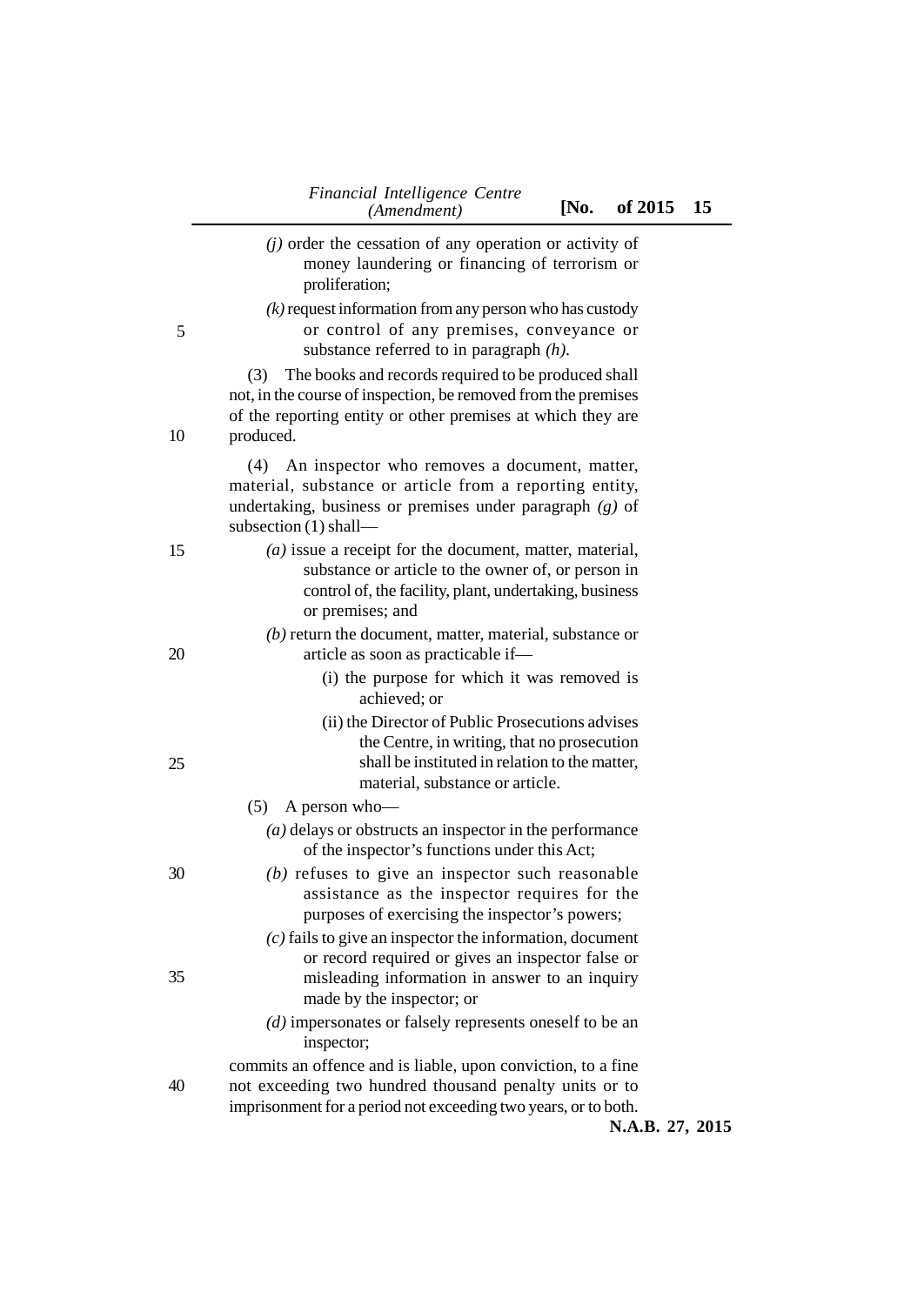*(j)* order the cessation of any operation or activity of money laundering or financing of terrorism or proliferation;

*(k)* request information from any person who has custody or control of any premises, conveyance or substance referred to in paragraph *(h)*.

(3) The books and records required to be produced shall not, in the course of inspection, be removed from the premises of the reporting entity or other premises at which they are produced.

(4) An inspector who removes a document, matter, material, substance or article from a reporting entity, undertaking, business or premises under paragraph *(g)* of subsection (1) shall—

*(a)* issue a receipt for the document, matter, material, substance or article to the owner of, or person in control of, the facility, plant, undertaking, business or premises; and

*(b)* return the document, matter, material, substance or article as soon as practicable if—

(i) the purpose for which it was removed is achieved; or

(ii) the Director of Public Prosecutions advises the Centre, in writing, that no prosecution shall be instituted in relation to the matter, material, substance or article.

(5) A person who—

*(a)* delays or obstructs an inspector in the performance of the inspector's functions under this Act;

*(b)* refuses to give an inspector such reasonable assistance as the inspector requires for the purposes of exercising the inspector's powers;

*(c)* fails to give an inspector the information, document or record required or gives an inspector false or misleading information in answer to an inquiry made by the inspector; or

*(d)* impersonates or falsely represents oneself to be an inspector;

commits an offence and is liable, upon conviction, to a fine not exceeding two hundred thousand penalty units or to imprisonment for a period not exceeding two years, or to both.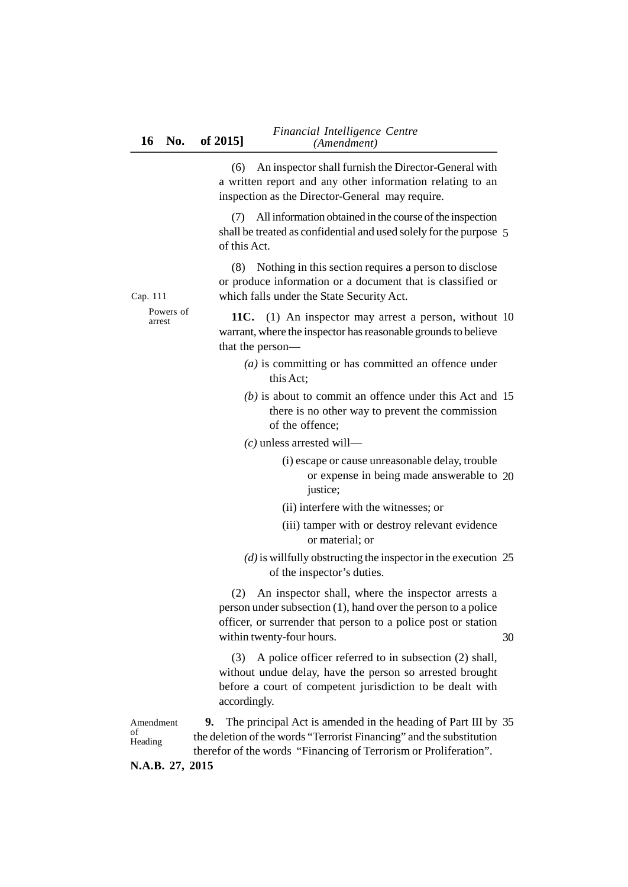(6) An inspector shall furnish the Director-General with a written report and any other information relating to an inspection as the Director-General may require.

(7) All information obtained in the course of the inspection shall be treated as confidential and used solely for the purpose of this Act.

(8) Nothing in this section requires a person to disclose or produce information or a document that is classified or which falls under the State Security Act.

Cap. 111

Powers of arrest

**11C.** (1) An inspector may arrest a person, without warrant, where the inspector has reasonable grounds to believe that the person—

*(a)* is committing or has committed an offence under this Act;

*(b)* is about to commit an offence under this Act and there is no other way to prevent the commission of the offence;

*(c)* unless arrested will—

(i) escape or cause unreasonable delay, trouble or expense in being made answerable to justice;

(ii) interfere with the witnesses; or

(iii) tamper with or destroy relevant evidence or material; or

*(d)* is willfully obstructing the inspector in the execution of the inspector's duties.

(2) An inspector shall, where the inspector arrests a person under subsection (1), hand over the person to a police officer, or surrender that person to a police post or station within twenty-four hours.

(3) A police officer referred to in subsection (2) shall, without undue delay, have the person so arrested brought before a court of competent jurisdiction to be dealt with accordingly.

Amendment of Heading

**9.** The principal Act is amended in the heading of Part III by the deletion of the words "Terrorist Financing" and the substitution therefor of the words "Financing of Terrorism or Proliferation".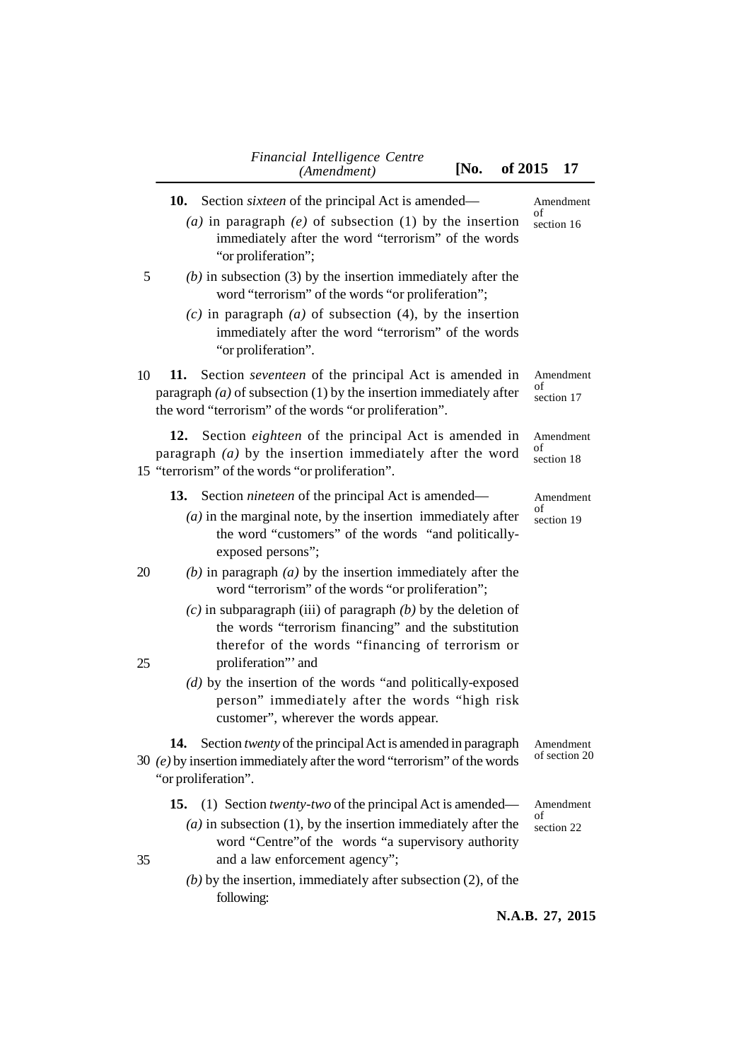**10.** Section *sixteen* of the principal Act is amended—

Amendment of section 16

*(a)* in paragraph *(e)* of subsection (1) by the insertion immediately after the word "terrorism" of the words "or proliferation";

*(b)* in subsection (3) by the insertion immediately after the word "terrorism" of the words "or proliferation";

*(c)* in paragraph *(a)* of subsection (4), by the insertion immediately after the word "terrorism" of the words "or proliferation".

**11.** Section *seventeen* of the principal Act is amended in paragraph *(a)* of subsection (1) by the insertion immediately after the word "terrorism" of the words "or proliferation".

Amendment of section 17

**12.** Section *eighteen* of the principal Act is amended in paragraph *(a)* by the insertion immediately after the word "terrorism" of the words "or proliferation".

Amendment of section 18

**13.** Section *nineteen* of the principal Act is amended—

Amendment of section 19

*(a)* in the marginal note, by the insertion immediately after the word "customers" of the words "and politically-exposed persons";

*(b)* in paragraph *(a)* by the insertion immediately after the word "terrorism" of the words "or proliferation";

*(c)* in subparagraph (iii) of paragraph *(b)* by the deletion of the words "terrorism financing" and the substitution therefor of the words "financing of terrorism or proliferation"' and

*(d)* by the insertion of the words "and politically-exposed person" immediately after the words "high risk customer", wherever the words appear.

**14.** Section *twenty* of the principal Act is amended in paragraph *(e)* by insertion immediately after the word "terrorism" of the words "or proliferation".

Amendment of section 20

**15.** (1) Section *twenty-two* of the principal Act is amended—

Amendment of section 22

*(a)* in subsection (1), by the insertion immediately after the word "Centre"of the words "a supervisory authority and a law enforcement agency";

*(b)* by the insertion, immediately after subsection (2), of the following: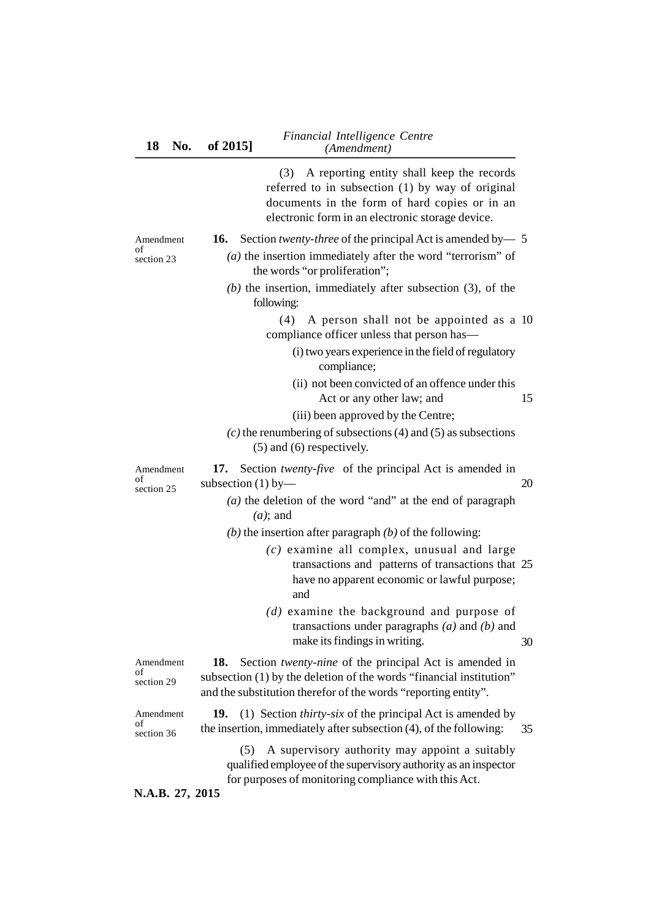(3) A reporting entity shall keep the records referred to in subsection (1) by way of original documents in the form of hard copies or in an electronic form in an electronic storage device.

Amendment of section 23

**16.** Section *twenty-three* of the principal Act is amended by—

*(a)* the insertion immediately after the word "terrorism" of the words "or proliferation";

*(b)* the insertion, immediately after subsection (3), of the following:

(4) A person shall not be appointed as a compliance officer unless that person has—

(i) two years experience in the field of regulatory compliance;

(ii) not been convicted of an offence under this Act or any other law; and

(iii) been approved by the Centre;

*(c)* the renumbering of subsections (4) and (5) as subsections (5) and (6) respectively.

Amendment of section 25

**17.** Section *twenty-five* of the principal Act is amended in subsection (1) by—

*(a)* the deletion of the word "and" at the end of paragraph *(a)*; and

*(b)* the insertion after paragraph *(b)* of the following:

*(c)* examine all complex, unusual and large transactions and patterns of transactions that have no apparent economic or lawful purpose; and

*(d)* examine the background and purpose of transactions under paragraphs *(a)* and *(b)* and make its findings in writing.

Amendment of section 29

**18.** Section *twenty-nine* of the principal Act is amended in subsection (1) by the deletion of the words "financial institution" and the substitution therefor of the words "reporting entity".

Amendment of section 36

**19.** (1) Section *thirty-six* of the principal Act is amended by the insertion, immediately after subsection (4), of the following:

(5) A supervisory authority may appoint a suitably qualified employee of the supervisory authority as an inspector for purposes of monitoring compliance with this Act.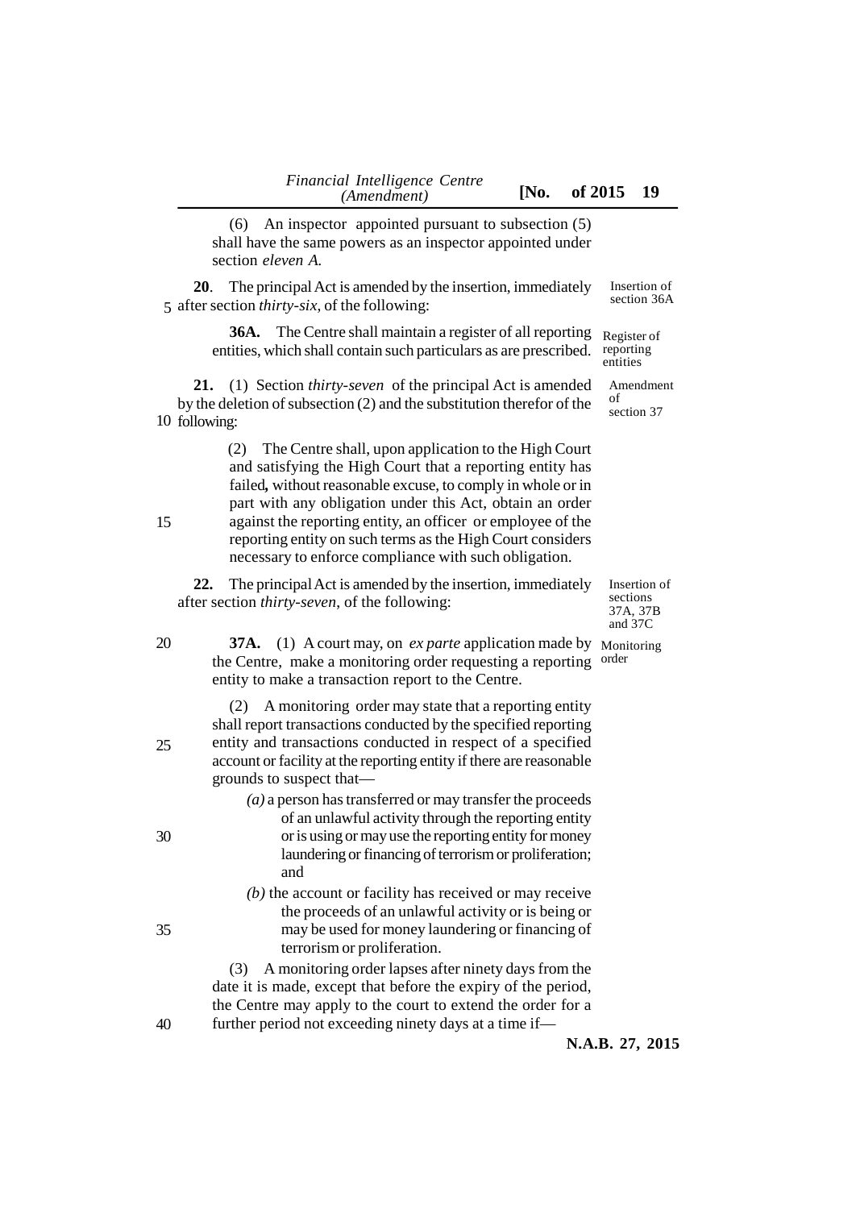(6) An inspector appointed pursuant to subsection (5) shall have the same powers as an inspector appointed under section *eleven A.*

**20**. The principal Act is amended by the insertion, immediately after section *thirty-six*, of the following: *(Insertion of section 36A)*

> **36A.** The Centre shall maintain a register of all reporting entities, which shall contain such particulars as are prescribed. *(Register of reporting entities)*

**21.** (1) Section *thirty-seven* of the principal Act is amended by the deletion of subsection (2) and the substitution therefor of the following: *(Amendment of section 37)*

> (2) The Centre shall, upon application to the High Court and satisfying the High Court that a reporting entity has failed**,** without reasonable excuse, to comply in whole or in part with any obligation under this Act, obtain an order against the reporting entity, an officer or employee of the reporting entity on such terms as the High Court considers necessary to enforce compliance with such obligation.

**22.** The principal Act is amended by the insertion, immediately after section *thirty-seven*, of the following: *(Insertion of sections 37A, 37B and 37C)*

> **37A.** (1) A court may, on *ex parte* application made by the Centre, make a monitoring order requesting a reporting entity to make a transaction report to the Centre. *(Monitoring order)*
>
> (2) A monitoring order may state that a reporting entity shall report transactions conducted by the specified reporting entity and transactions conducted in respect of a specified account or facility at the reporting entity if there are reasonable grounds to suspect that—
>
> *(a)* a person has transferred or may transfer the proceeds of an unlawful activity through the reporting entity or is using or may use the reporting entity for money laundering or financing of terrorism or proliferation; and
>
> *(b)* the account or facility has received or may receive the proceeds of an unlawful activity or is being or may be used for money laundering or financing of terrorism or proliferation.
>
> (3) A monitoring order lapses after ninety days from the date it is made, except that before the expiry of the period, the Centre may apply to the court to extend the order for a further period not exceeding ninety days at a time if—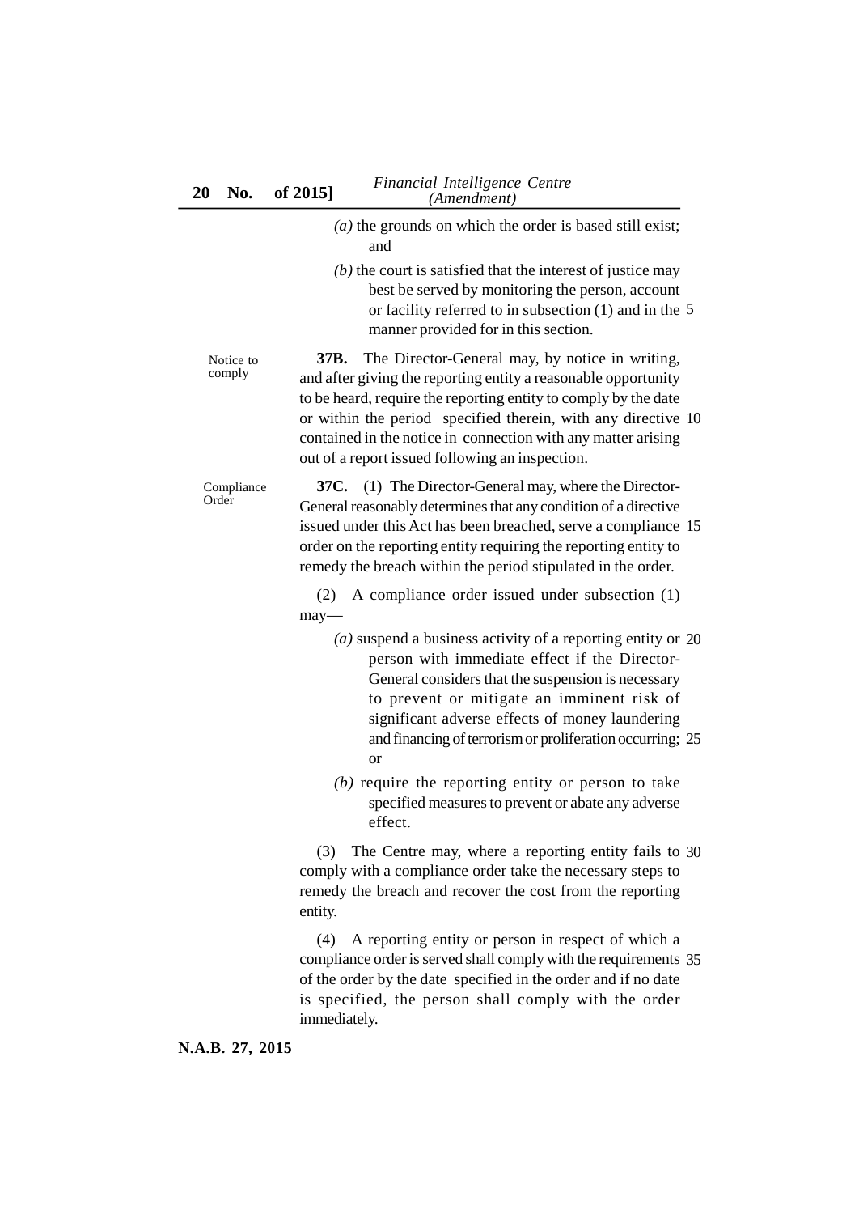*(a)* the grounds on which the order is based still exist; and

*(b)* the court is satisfied that the interest of justice may best be served by monitoring the person, account or facility referred to in subsection (1) and in the manner provided for in this section.

Notice to comply

**37B.** The Director-General may, by notice in writing, and after giving the reporting entity a reasonable opportunity to be heard, require the reporting entity to comply by the date or within the period specified therein, with any directive contained in the notice in connection with any matter arising out of a report issued following an inspection.

Compliance Order

**37C.** (1) The Director-General may, where the Director-General reasonably determines that any condition of a directive issued under this Act has been breached, serve a compliance order on the reporting entity requiring the reporting entity to remedy the breach within the period stipulated in the order.

(2) A compliance order issued under subsection (1) may—

*(a)* suspend a business activity of a reporting entity or person with immediate effect if the Director-General considers that the suspension is necessary to prevent or mitigate an imminent risk of significant adverse effects of money laundering and financing of terrorism or proliferation occurring; or

*(b)* require the reporting entity or person to take specified measures to prevent or abate any adverse effect.

(3) The Centre may, where a reporting entity fails to comply with a compliance order take the necessary steps to remedy the breach and recover the cost from the reporting entity.

(4) A reporting entity or person in respect of which a compliance order is served shall comply with the requirements of the order by the date specified in the order and if no date is specified, the person shall comply with the order immediately.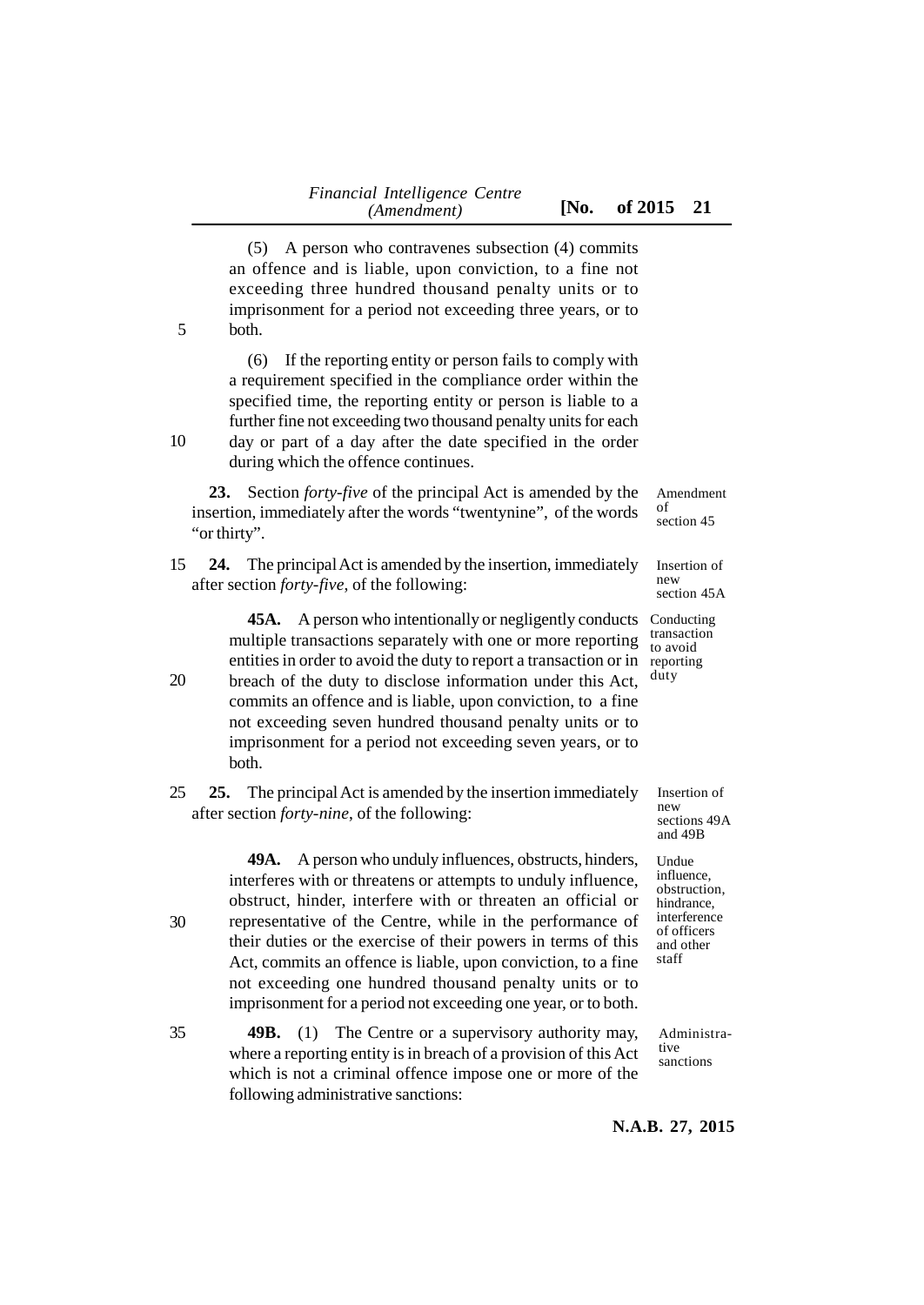(5) A person who contravenes subsection (4) commits an offence and is liable, upon conviction, to a fine not exceeding three hundred thousand penalty units or to imprisonment for a period not exceeding three years, or to both.

(6) If the reporting entity or person fails to comply with a requirement specified in the compliance order within the specified time, the reporting entity or person is liable to a further fine not exceeding two thousand penalty units for each day or part of a day after the date specified in the order during which the offence continues.

Amendment of section 45

**23.** Section *forty-five* of the principal Act is amended by the insertion, immediately after the words "twentynine", of the words "or thirty".

Insertion of new section 45A

**24.** The principal Act is amended by the insertion, immediately after section *forty-five*, of the following:

Conducting transaction to avoid reporting duty

**45A.** A person who intentionally or negligently conducts multiple transactions separately with one or more reporting entities in order to avoid the duty to report a transaction or in breach of the duty to disclose information under this Act, commits an offence and is liable, upon conviction, to a fine not exceeding seven hundred thousand penalty units or to imprisonment for a period not exceeding seven years, or to both.

Insertion of new sections 49A and 49B

**25.** The principal Act is amended by the insertion immediately after section *forty-nine*, of the following:

Undue influence, obstruction, hindrance, interference of officers and other staff

**49A.** A person who unduly influences, obstructs, hinders, interferes with or threatens or attempts to unduly influence, obstruct, hinder, interfere with or threaten an official or representative of the Centre, while in the performance of their duties or the exercise of their powers in terms of this Act, commits an offence is liable, upon conviction, to a fine not exceeding one hundred thousand penalty units or to imprisonment for a period not exceeding one year, or to both.

Administrative sanctions

**49B.** (1) The Centre or a supervisory authority may, where a reporting entity is in breach of a provision of this Act which is not a criminal offence impose one or more of the following administrative sanctions: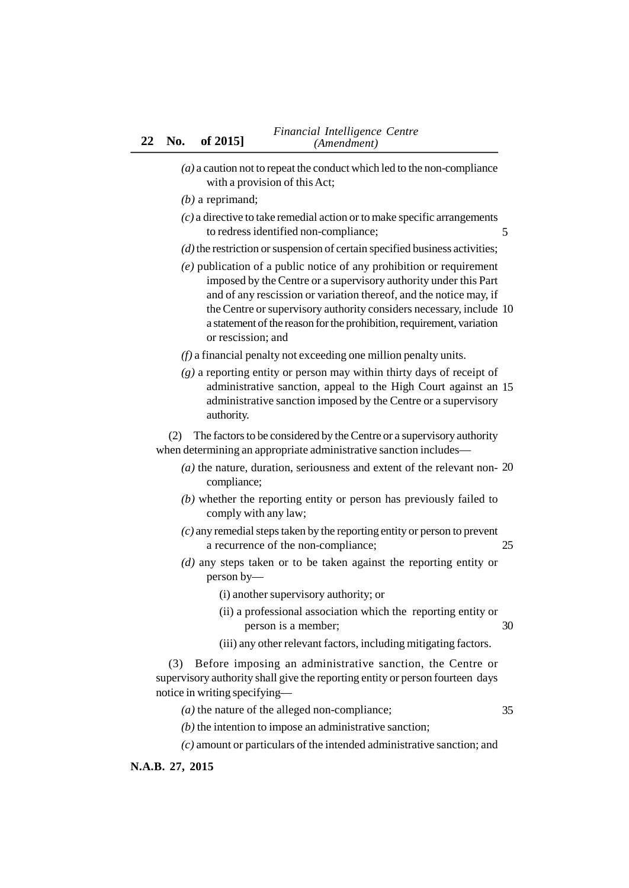*(a)* a caution not to repeat the conduct which led to the non-compliance with a provision of this Act;

*(b)* a reprimand;

*(c)* a directive to take remedial action or to make specific arrangements to redress identified non-compliance;

*(d)* the restriction or suspension of certain specified business activities;

*(e)* publication of a public notice of any prohibition or requirement imposed by the Centre or a supervisory authority under this Part and of any rescission or variation thereof, and the notice may, if the Centre or supervisory authority considers necessary, include a statement of the reason for the prohibition, requirement, variation or rescission; and

*(f)* a financial penalty not exceeding one million penalty units.

*(g)* a reporting entity or person may within thirty days of receipt of administrative sanction, appeal to the High Court against an administrative sanction imposed by the Centre or a supervisory authority.

(2) The factors to be considered by the Centre or a supervisory authority when determining an appropriate administrative sanction includes—

*(a)* the nature, duration, seriousness and extent of the relevant non-compliance;

*(b)* whether the reporting entity or person has previously failed to comply with any law;

*(c)* any remedial steps taken by the reporting entity or person to prevent a recurrence of the non-compliance;

*(d)* any steps taken or to be taken against the reporting entity or person by—

(i) another supervisory authority; or

(ii) a professional association which the reporting entity or person is a member;

(iii) any other relevant factors, including mitigating factors.

(3) Before imposing an administrative sanction, the Centre or supervisory authority shall give the reporting entity or person fourteen days notice in writing specifying—

*(a)* the nature of the alleged non-compliance;

*(b)* the intention to impose an administrative sanction;

*(c)* amount or particulars of the intended administrative sanction; and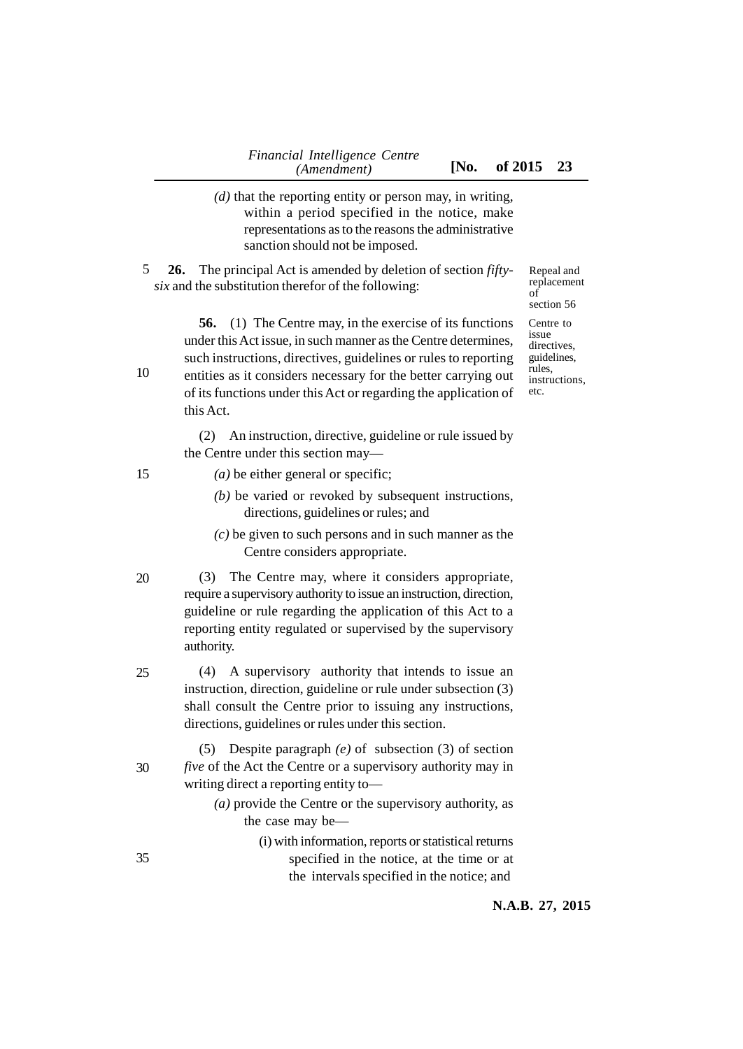*(d)* that the reporting entity or person may, in writing, within a period specified in the notice, make representations as to the reasons the administrative sanction should not be imposed.

**26.** The principal Act is amended by deletion of section *fifty-six* and the substitution therefor of the following:

*Repeal and replacement of section 56*

*Centre to issue directives, guidelines, rules, instructions, etc.*

**56.** (1) The Centre may, in the exercise of its functions under this Act issue, in such manner as the Centre determines, such instructions, directives, guidelines or rules to reporting entities as it considers necessary for the better carrying out of its functions under this Act or regarding the application of this Act.

(2) An instruction, directive, guideline or rule issued by the Centre under this section may—

*(a)* be either general or specific;

*(b)* be varied or revoked by subsequent instructions, directions, guidelines or rules; and

*(c)* be given to such persons and in such manner as the Centre considers appropriate.

(3) The Centre may, where it considers appropriate, require a supervisory authority to issue an instruction, direction, guideline or rule regarding the application of this Act to a reporting entity regulated or supervised by the supervisory authority.

(4) A supervisory authority that intends to issue an instruction, direction, guideline or rule under subsection (3) shall consult the Centre prior to issuing any instructions, directions, guidelines or rules under this section.

(5) Despite paragraph *(e)* of subsection (3) of section *five* of the Act the Centre or a supervisory authority may in writing direct a reporting entity to—

*(a)* provide the Centre or the supervisory authority, as the case may be—

(i) with information, reports or statistical returns specified in the notice, at the time or at the intervals specified in the notice; and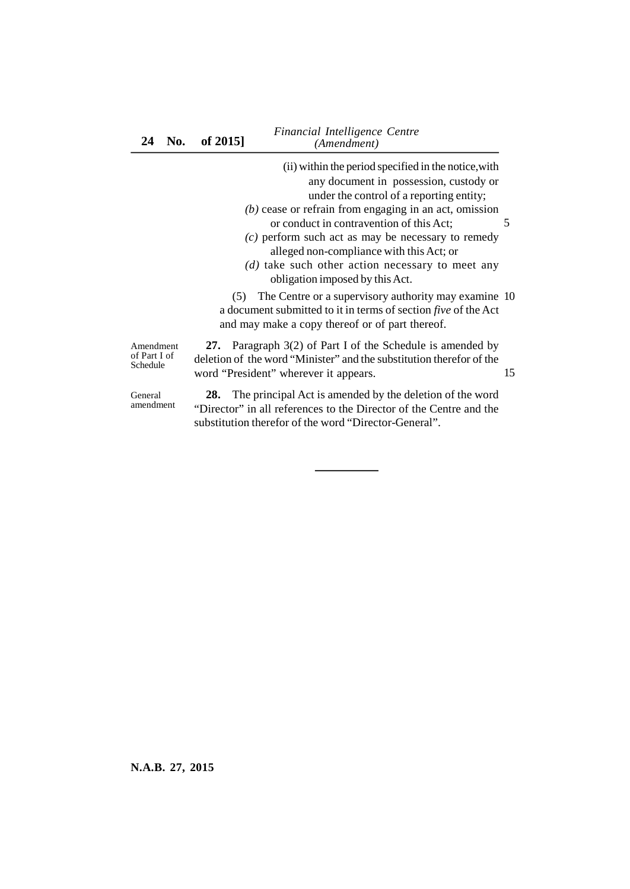(ii) within the period specified in the notice, with any document in possession, custody or under the control of a reporting entity;

*(b)* cease or refrain from engaging in an act, omission or conduct in contravention of this Act;

*(c)* perform such act as may be necessary to remedy alleged non-compliance with this Act; or

*(d)* take such other action necessary to meet any obligation imposed by this Act.

(5) The Centre or a supervisory authority may examine a document submitted to it in terms of section *five* of the Act and may make a copy thereof or of part thereof.

Amendment of Part I of Schedule

**27.** Paragraph 3(2) of Part I of the Schedule is amended by deletion of the word "Minister" and the substitution therefor of the word "President" wherever it appears.

General amendment

**28.** The principal Act is amended by the deletion of the word "Director" in all references to the Director of the Centre and the substitution therefor of the word "Director-General".

---

N.A.B. 27, 2015